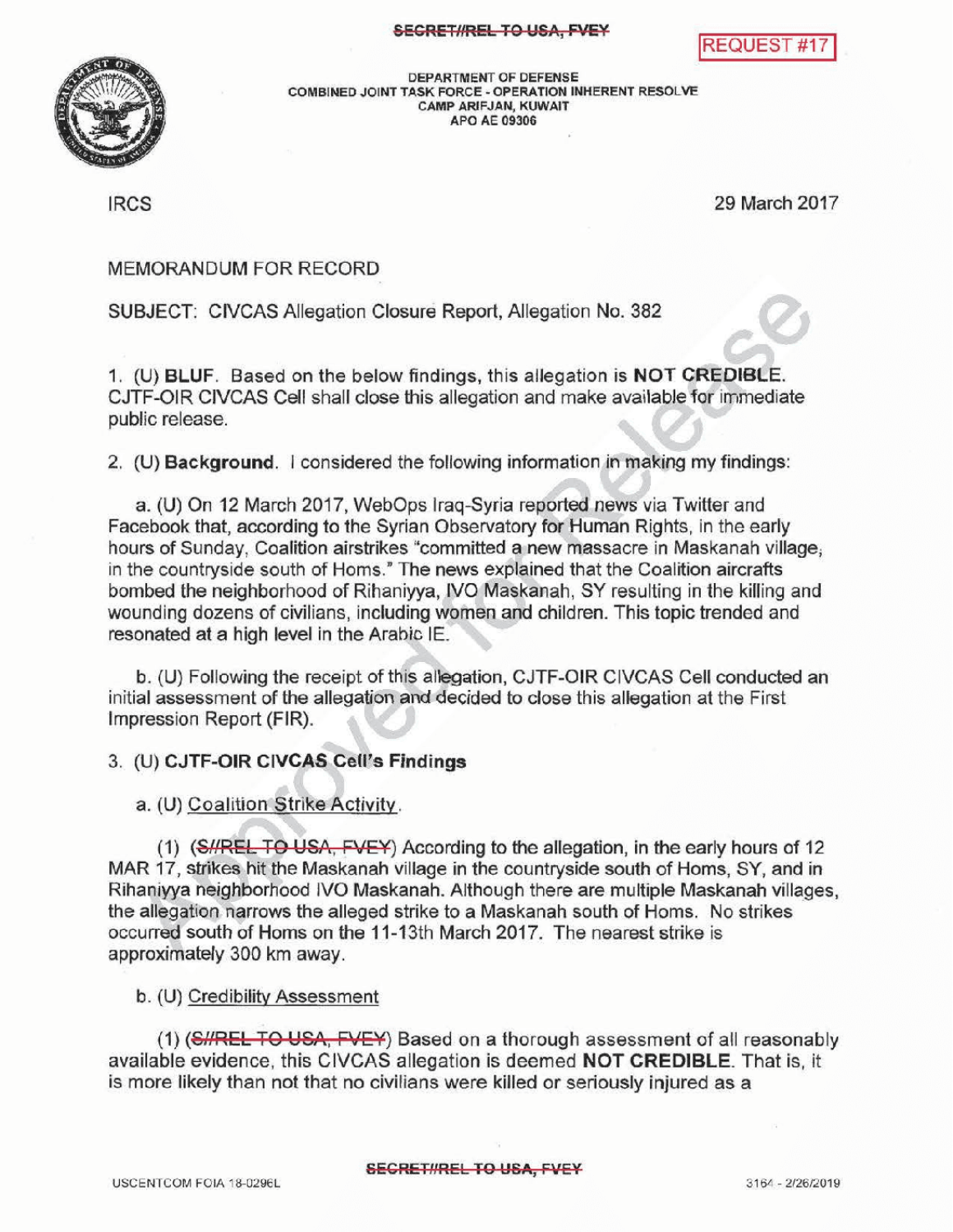SECRET//REL TO USA, FVEY

REQUEST #17

DEPARTMENT OF DEFENSE
COMBINED JOINT TASK FORCE - OPERATION INHERENT RESOLVE
CAMP ARIFJAN, KUWAIT
APO AE 09306

IRCS

29 March 2017

MEMORANDUM FOR RECORD

SUBJECT: CIVCAS Allegation Closure Report, Allegation No. 382

1. (U) **BLUF**. Based on the below findings, this allegation is **NOT CREDIBLE**. CJTF-OIR CIVCAS Cell shall close this allegation and make available for immediate public release.

2. (U) **Background**. I considered the following information in making my findings:

   a. (U) On 12 March 2017, WebOps Iraq-Syria reported news via Twitter and Facebook that, according to the Syrian Observatory for Human Rights, in the early hours of Sunday, Coalition airstrikes "committed a new massacre in Maskanah village, in the countryside south of Homs." The news explained that the Coalition aircrafts bombed the neighborhood of Rihaniyya, IVO Maskanah, SY resulting in the killing and wounding dozens of civilians, including women and children. This topic trended and resonated at a high level in the Arabic IE.

   b. (U) Following the receipt of this allegation, CJTF-OIR CIVCAS Cell conducted an initial assessment of the allegation and decided to close this allegation at the First Impression Report (FIR).

3. (U) **CJTF-OIR CIVCAS Cell's Findings**

   a. (U) Coalition Strike Activity.

   (1) (~~S//REL TO USA, FVEY~~) According to the allegation, in the early hours of 12 MAR 17, strikes hit the Maskanah village in the countryside south of Homs, SY, and in Rihaniyya neighborhood IVO Maskanah. Although there are multiple Maskanah villages, the allegation narrows the alleged strike to a Maskanah south of Homs. No strikes occurred south of Homs on the 11-13th March 2017. The nearest strike is approximately 300 km away.

   b. (U) Credibility Assessment

   (1) (~~S//REL TO USA, FVEY~~) Based on a thorough assessment of all reasonably available evidence, this CIVCAS allegation is deemed **NOT CREDIBLE**. That is, it is more likely than not that no civilians were killed or seriously injured as a

SECRET//REL TO USA, FVEY

USCENTCOM FOIA 18-0296L

3164 - 2/26/2019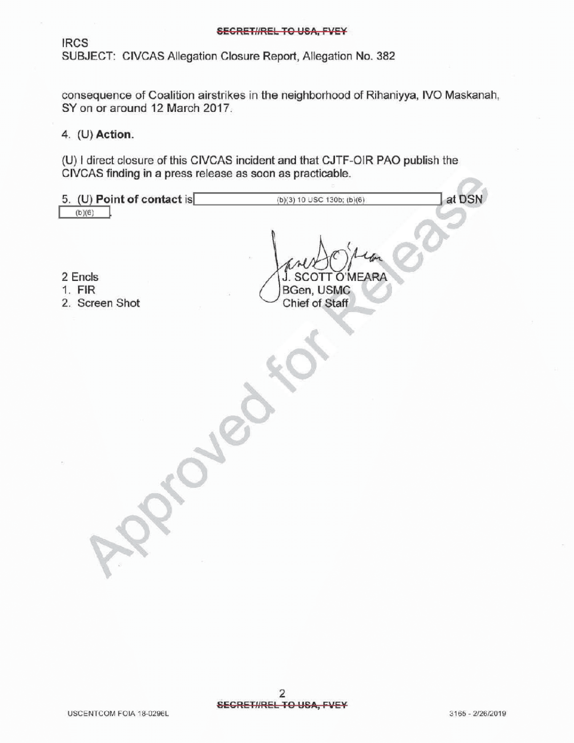IRCS
SUBJECT: CIVCAS Allegation Closure Report, Allegation No. 382

consequence of Coalition airstrikes in the neighborhood of Rihaniyya, IVO Maskanah, SY on or around 12 March 2017.

4. (U) **Action.**

(U) I direct closure of this CIVCAS incident and that CJTF-OIR PAO publish the CIVCAS finding in a press release as soon as practicable.

5. (U) **Point of contact** is (b)(3) 10 USC 130b; (b)(6) at DSN (b)(6).

2 Encls
1. FIR
2. Screen Shot

J. SCOTT O'MEARA
BGen, USMC
Chief of Staff

Approved for Release

USCENTCOM FOIA 18-0296L

3165 - 2/26/2019